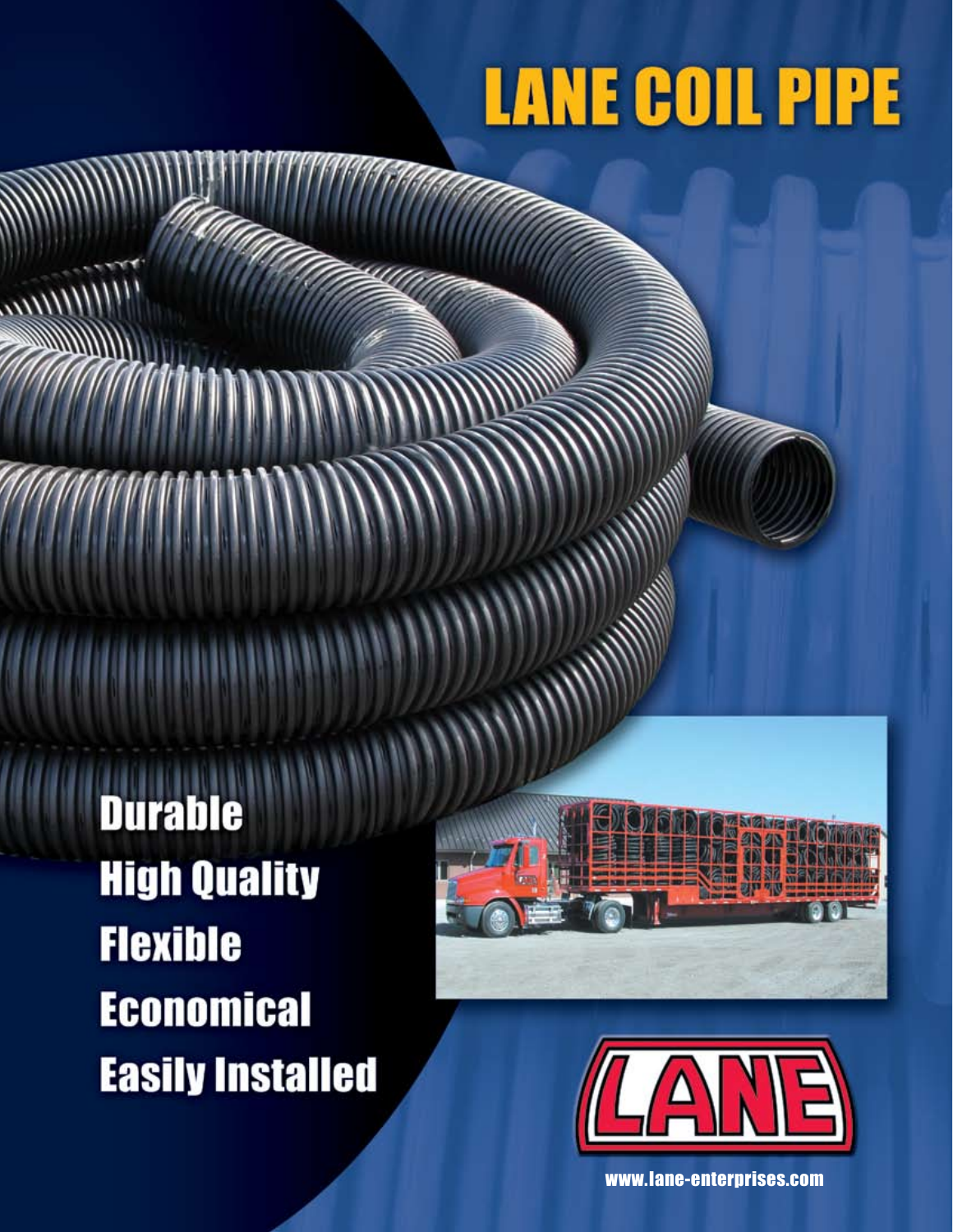# LANE COIL PIPE

**Durable**
**High Quality**
**Flexible**
**Economical**
**Easily Installed**

LANE

www.lane-enterprises.com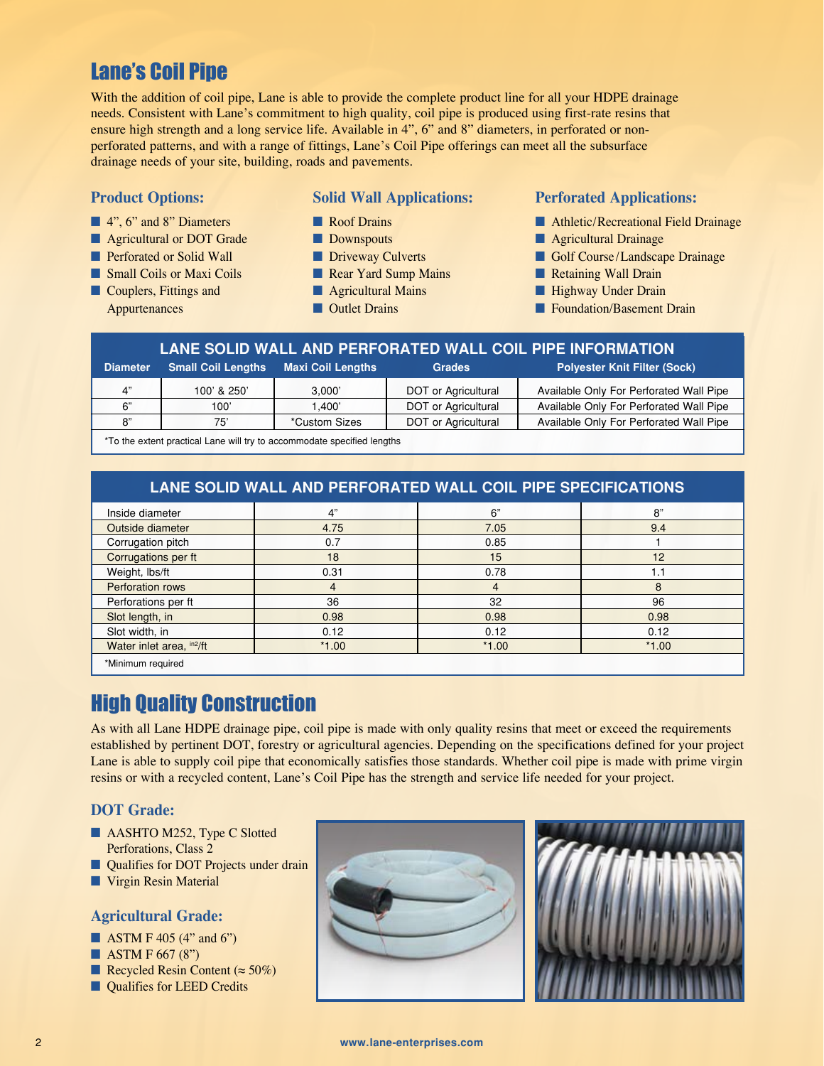# Lane's Coil Pipe

With the addition of coil pipe, Lane is able to provide the complete product line for all your HDPE drainage needs. Consistent with Lane's commitment to high quality, coil pipe is produced using first-rate resins that ensure high strength and a long service life. Available in 4", 6" and 8" diameters, in perforated or non-perforated patterns, and with a range of fittings, Lane's Coil Pipe offerings can meet all the subsurface drainage needs of your site, building, roads and pavements.

### Product Options:

- 4", 6" and 8" Diameters
- Agricultural or DOT Grade
- Perforated or Solid Wall
- Small Coils or Maxi Coils
- Couplers, Fittings and Appurtenances

### Solid Wall Applications:

- Roof Drains
- Downspouts
- Driveway Culverts
- Rear Yard Sump Mains
- Agricultural Mains
- Outlet Drains

### Perforated Applications:

- Athletic/Recreational Field Drainage
- Agricultural Drainage
- Golf Course/Landscape Drainage
- Retaining Wall Drain
- Highway Under Drain
- Foundation/Basement Drain

**LANE SOLID WALL AND PERFORATED WALL COIL PIPE INFORMATION**

| Diameter | Small Coil Lengths | Maxi Coil Lengths | Grades | Polyester Knit Filter (Sock) |
|---|---|---|---|---|
| 4" | 100' & 250' | 3,000' | DOT or Agricultural | Available Only For Perforated Wall Pipe |
| 6" | 100' | 1,400' | DOT or Agricultural | Available Only For Perforated Wall Pipe |
| 8" | 75' | *Custom Sizes | DOT or Agricultural | Available Only For Perforated Wall Pipe |

*To the extent practical Lane will try to accommodate specified lengths

**LANE SOLID WALL AND PERFORATED WALL COIL PIPE SPECIFICATIONS**

| | | | |
|---|---|---|---|
| Inside diameter | 4" | 6" | 8" |
| Outside diameter | 4.75 | 7.05 | 9.4 |
| Corrugation pitch | 0.7 | 0.85 | 1 |
| Corrugations per ft | 18 | 15 | 12 |
| Weight, lbs/ft | 0.31 | 0.78 | 1.1 |
| Perforation rows | 4 | 4 | 8 |
| Perforations per ft | 36 | 32 | 96 |
| Slot length, in | 0.98 | 0.98 | 0.98 |
| Slot width, in | 0.12 | 0.12 | 0.12 |
| Water inlet area, $in^2$/ft | *1.00 | *1.00 | *1.00 |

*Minimum required

# High Quality Construction

As with all Lane HDPE drainage pipe, coil pipe is made with only quality resins that meet or exceed the requirements established by pertinent DOT, forestry or agricultural agencies. Depending on the specifications defined for your project Lane is able to supply coil pipe that economically satisfies those standards. Whether coil pipe is made with prime virgin resins or with a recycled content, Lane's Coil Pipe has the strength and service life needed for your project.

### DOT Grade:

- AASHTO M252, Type C Slotted Perforations, Class 2
- Qualifies for DOT Projects under drain
- Virgin Resin Material

### Agricultural Grade:

- ASTM F 405 (4" and 6")
- ASTM F 667 (8")
- Recycled Resin Content (≈ 50%)
- Qualifies for LEED Credits

www.lane-enterprises.com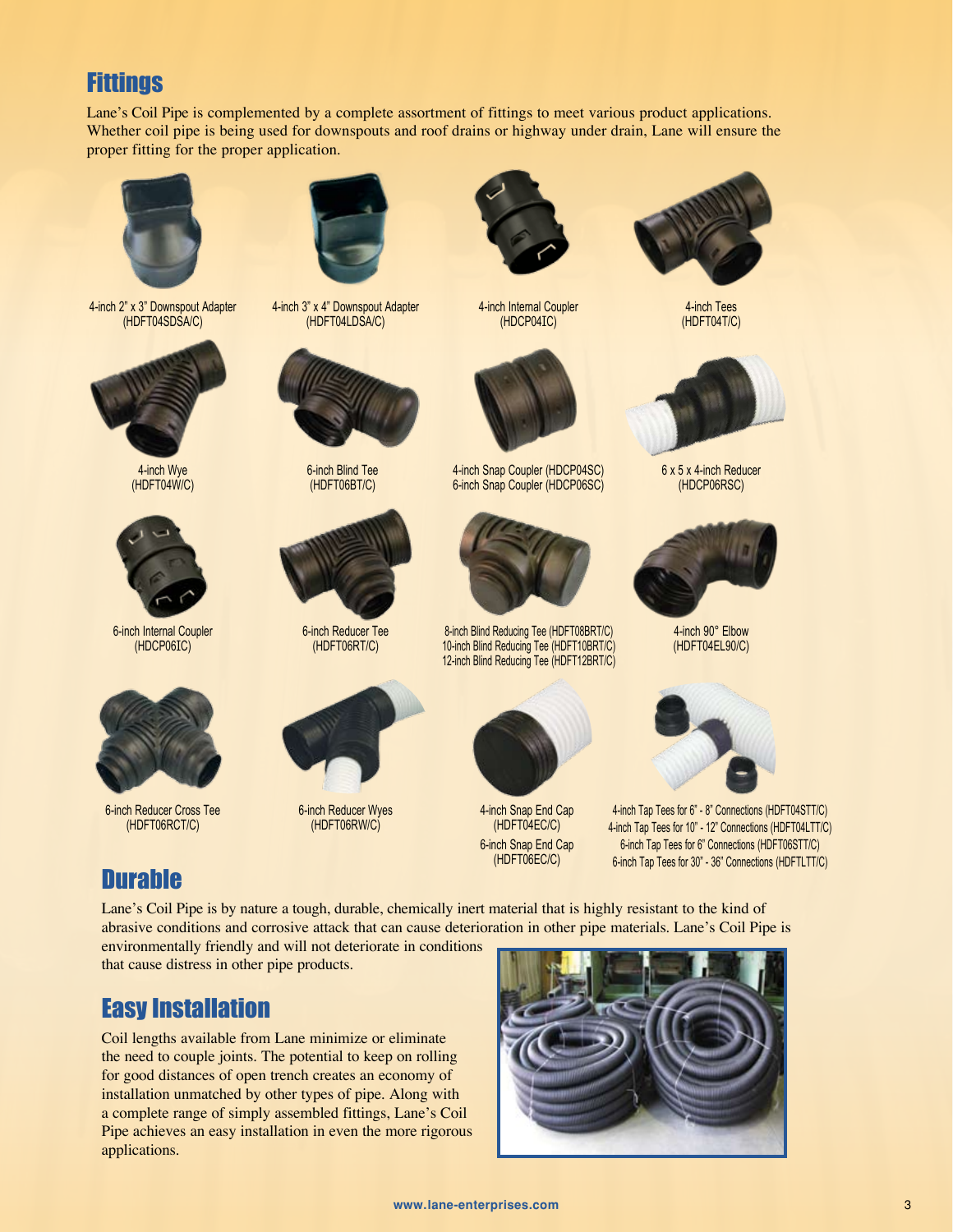## Fittings

Lane's Coil Pipe is complemented by a complete assortment of fittings to meet various product applications. Whether coil pipe is being used for downspouts and roof drains or highway under drain, Lane will ensure the proper fitting for the proper application.

4-inch 2" x 3" Downspout Adapter (HDFT04SDSA/C)

4-inch 3" x 4" Downspout Adapter (HDFT04LDSA/C)

4-inch Internal Coupler (HDCP04IC)

4-inch Tees (HDFT04T/C)

4-inch Wye (HDFT04W/C)

6-inch Blind Tee (HDFT06BT/C)

4-inch Snap Coupler (HDCP04SC)
6-inch Snap Coupler (HDCP06SC)

6 x 5 x 4-inch Reducer (HDCP06RSC)

6-inch Internal Coupler (HDCP06IC)

6-inch Reducer Tee (HDFT06RT/C)

8-inch Blind Reducing Tee (HDFT08BRT/C)
10-inch Blind Reducing Tee (HDFT10BRT/C)
12-inch Blind Reducing Tee (HDFT12BRT/C)

4-inch 90° Elbow (HDFT04EL90/C)

6-inch Reducer Cross Tee (HDFT06RCT/C)

6-inch Reducer Wyes (HDFT06RW/C)

4-inch Snap End Cap (HDFT04EC/C)
6-inch Snap End Cap (HDFT06EC/C)

4-inch Tap Tees for 6" - 8" Connections (HDFT04STT/C)
4-inch Tap Tees for 10" - 12" Connections (HDFT04LTT/C)
6-inch Tap Tees for 6" Connections (HDFT06STT/C)
6-inch Tap Tees for 30" - 36" Connections (HDFTLTT/C)

## Durable

Lane's Coil Pipe is by nature a tough, durable, chemically inert material that is highly resistant to the kind of abrasive conditions and corrosive attack that can cause deterioration in other pipe materials. Lane's Coil Pipe is environmentally friendly and will not deteriorate in conditions that cause distress in other pipe products.

## Easy Installation

Coil lengths available from Lane minimize or eliminate the need to couple joints. The potential to keep on rolling for good distances of open trench creates an economy of installation unmatched by other types of pipe. Along with a complete range of simply assembled fittings, Lane's Coil Pipe achieves an easy installation in even the more rigorous applications.

www.lane-enterprises.com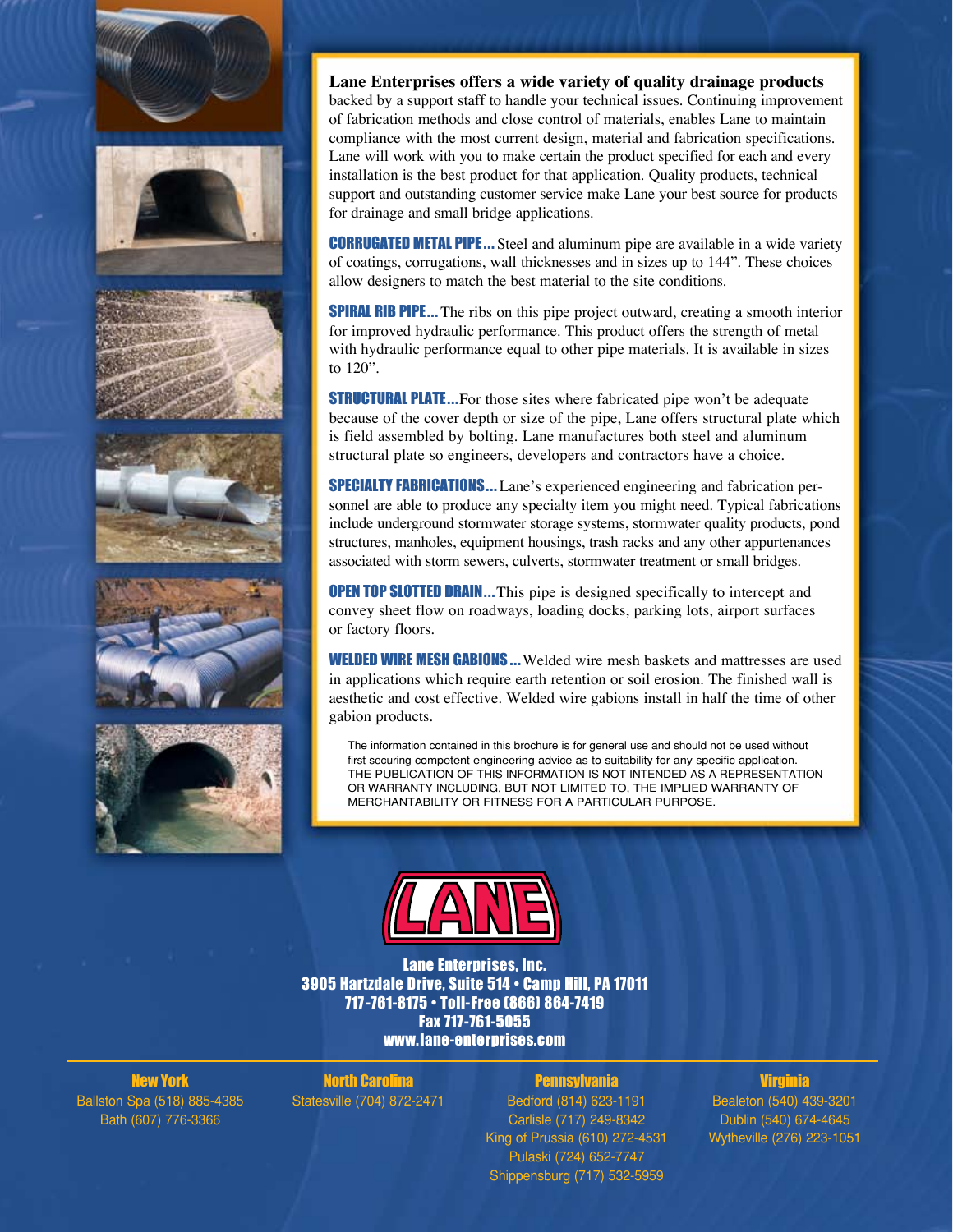**Lane Enterprises offers a wide variety of quality drainage products** backed by a support staff to handle your technical issues. Continuing improvement of fabrication methods and close control of materials, enables Lane to maintain compliance with the most current design, material and fabrication specifications. Lane will work with you to make certain the product specified for each and every installation is the best product for that application. Quality products, technical support and outstanding customer service make Lane your best source for products for drainage and small bridge applications.

**CORRUGATED METAL PIPE...** Steel and aluminum pipe are available in a wide variety of coatings, corrugations, wall thicknesses and in sizes up to 144". These choices allow designers to match the best material to the site conditions.

**SPIRAL RIB PIPE...** The ribs on this pipe project outward, creating a smooth interior for improved hydraulic performance. This product offers the strength of metal with hydraulic performance equal to other pipe materials. It is available in sizes to 120".

**STRUCTURAL PLATE...** For those sites where fabricated pipe won't be adequate because of the cover depth or size of the pipe, Lane offers structural plate which is field assembled by bolting. Lane manufactures both steel and aluminum structural plate so engineers, developers and contractors have a choice.

**SPECIALTY FABRICATIONS...** Lane's experienced engineering and fabrication personnel are able to produce any specialty item you might need. Typical fabrications include underground stormwater storage systems, stormwater quality products, pond structures, manholes, equipment housings, trash racks and any other appurtenances associated with storm sewers, culverts, stormwater treatment or small bridges.

**OPEN TOP SLOTTED DRAIN...** This pipe is designed specifically to intercept and convey sheet flow on roadways, loading docks, parking lots, airport surfaces or factory floors.

**WELDED WIRE MESH GABIONS...** Welded wire mesh baskets and mattresses are used in applications which require earth retention or soil erosion. The finished wall is aesthetic and cost effective. Welded wire gabions install in half the time of other gabion products.

The information contained in this brochure is for general use and should not be used without first securing competent engineering advice as to suitability for any specific application. THE PUBLICATION OF THIS INFORMATION IS NOT INTENDED AS A REPRESENTATION OR WARRANTY INCLUDING, BUT NOT LIMITED TO, THE IMPLIED WARRANTY OF MERCHANTABILITY OR FITNESS FOR A PARTICULAR PURPOSE.

LANE

**Lane Enterprises, Inc.**
**3905 Hartzdale Drive, Suite 514 • Camp Hill, PA 17011**
**717-761-8175 • Toll-Free (866) 864-7419**
**Fax 717-761-5055**
**www.lane-enterprises.com**

**New York**
Ballston Spa (518) 885-4385
Bath (607) 776-3366

**North Carolina**
Statesville (704) 872-2471

**Pennsylvania**
Bedford (814) 623-1191
Carlisle (717) 249-8342
King of Prussia (610) 272-4531
Pulaski (724) 652-7747
Shippensburg (717) 532-5959

**Virginia**
Bealeton (540) 439-3201
Dublin (540) 674-4645
Wytheville (276) 223-1051